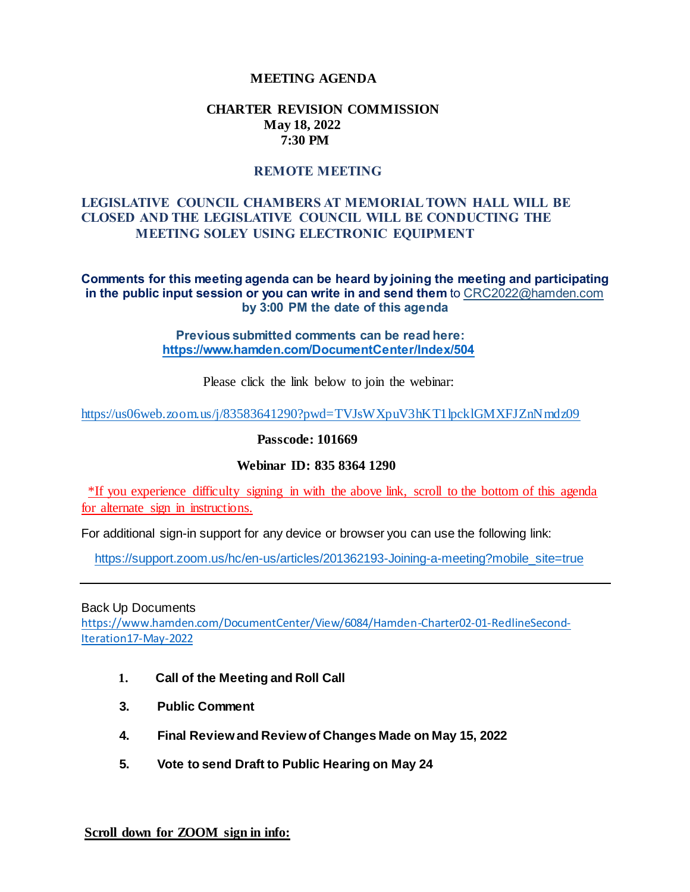# MEETING AGENDA

## CHARTER REVISION COMMISSION

**May 18, 2022**
**7:30 PM**

**REMOTE MEETING**

**LEGISLATIVE COUNCIL CHAMBERS AT MEMORIAL TOWN HALL WILL BE CLOSED AND THE LEGISLATIVE COUNCIL WILL BE CONDUCTING THE MEETING SOLEY USING ELECTRONIC EQUIPMENT**

**Comments for this meeting agenda can be heard by joining the meeting and participating in the public input session or you can write in and send them** to CRC2022@hamden.com **by 3:00 PM the date of this agenda**

**Previous submitted comments can be read here:**
**https://www.hamden.com/DocumentCenter/Index/504**

Please click the link below to join the webinar:

https://us06web.zoom.us/j/83583641290?pwd=TVJsWXpuV3hKT1lpcklGMXFJZnNmdz09

**Passcode: 101669**

**Webinar ID: 835 8364 1290**

*If you experience difficulty signing in with the above link, scroll to the bottom of this agenda for alternate sign in instructions.

For additional sign-in support for any device or browser you can use the following link:

https://support.zoom.us/hc/en-us/articles/201362193-Joining-a-meeting?mobile_site=true

---

Back Up Documents
https://www.hamden.com/DocumentCenter/View/6084/Hamden-Charter02-01-RedlineSecond-Iteration17-May-2022

1. **Call of the Meeting and Roll Call**

3. **Public Comment**

4. **Final Review and Review of Changes Made on May 15, 2022**

5. **Vote to send Draft to Public Hearing on May 24**

**Scroll down for ZOOM sign in info:**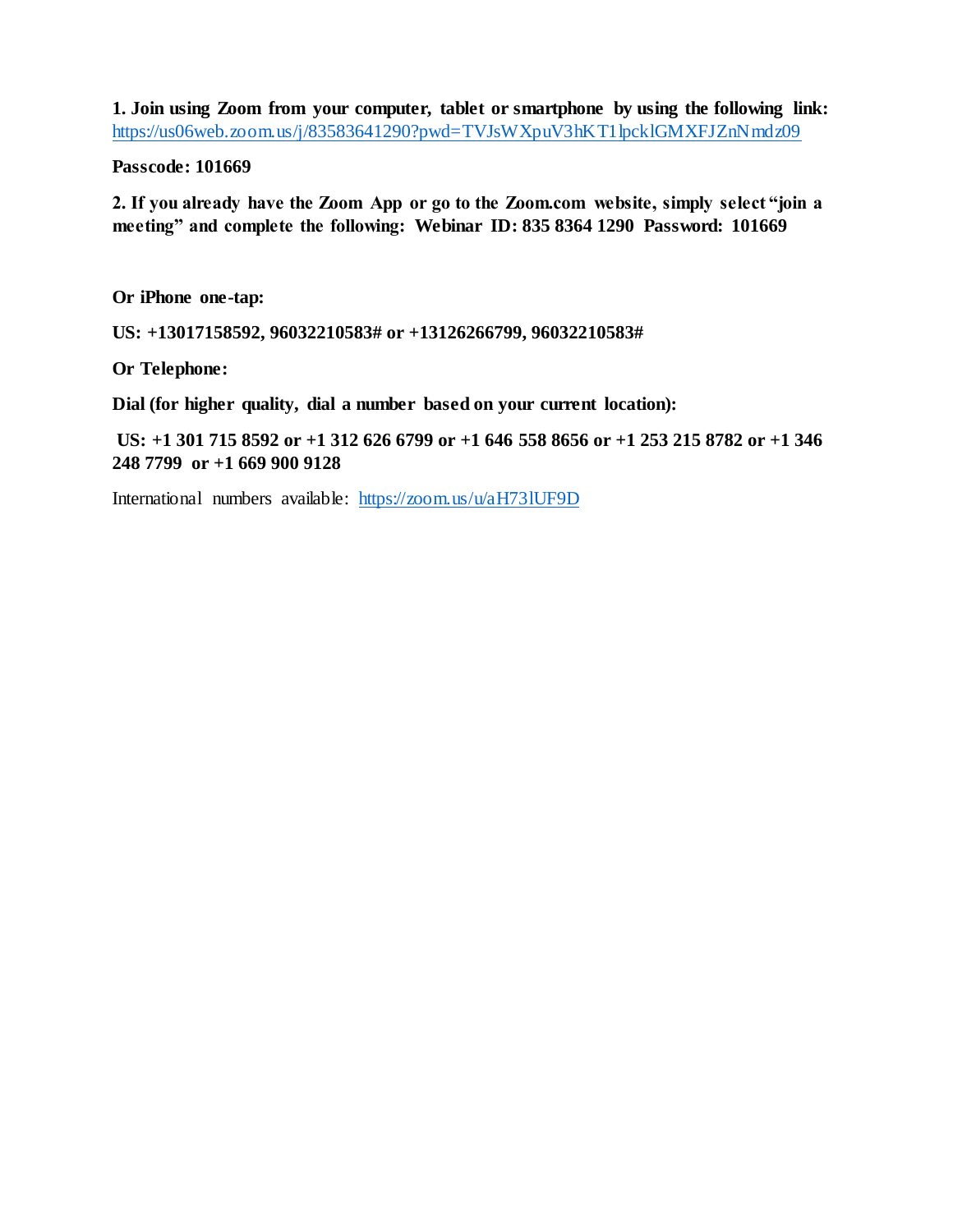**1. Join using Zoom from your computer, tablet or smartphone by using the following link:**
https://us06web.zoom.us/j/83583641290?pwd=TVJsWXpuV3hKT1lpcklGMXFJZnNmdz09

**Passcode: 101669**

**2. If you already have the Zoom App or go to the Zoom.com website, simply select "join a meeting" and complete the following: Webinar ID: 835 8364 1290 Password: 101669**

**Or iPhone one-tap:**

**US: +13017158592, 96032210583# or +13126266799, 96032210583#**

**Or Telephone:**

**Dial (for higher quality, dial a number based on your current location):**

**US: +1 301 715 8592 or +1 312 626 6799 or +1 646 558 8656 or +1 253 215 8782 or +1 346 248 7799 or +1 669 900 9128**

International numbers available: https://zoom.us/u/aH73lUF9D